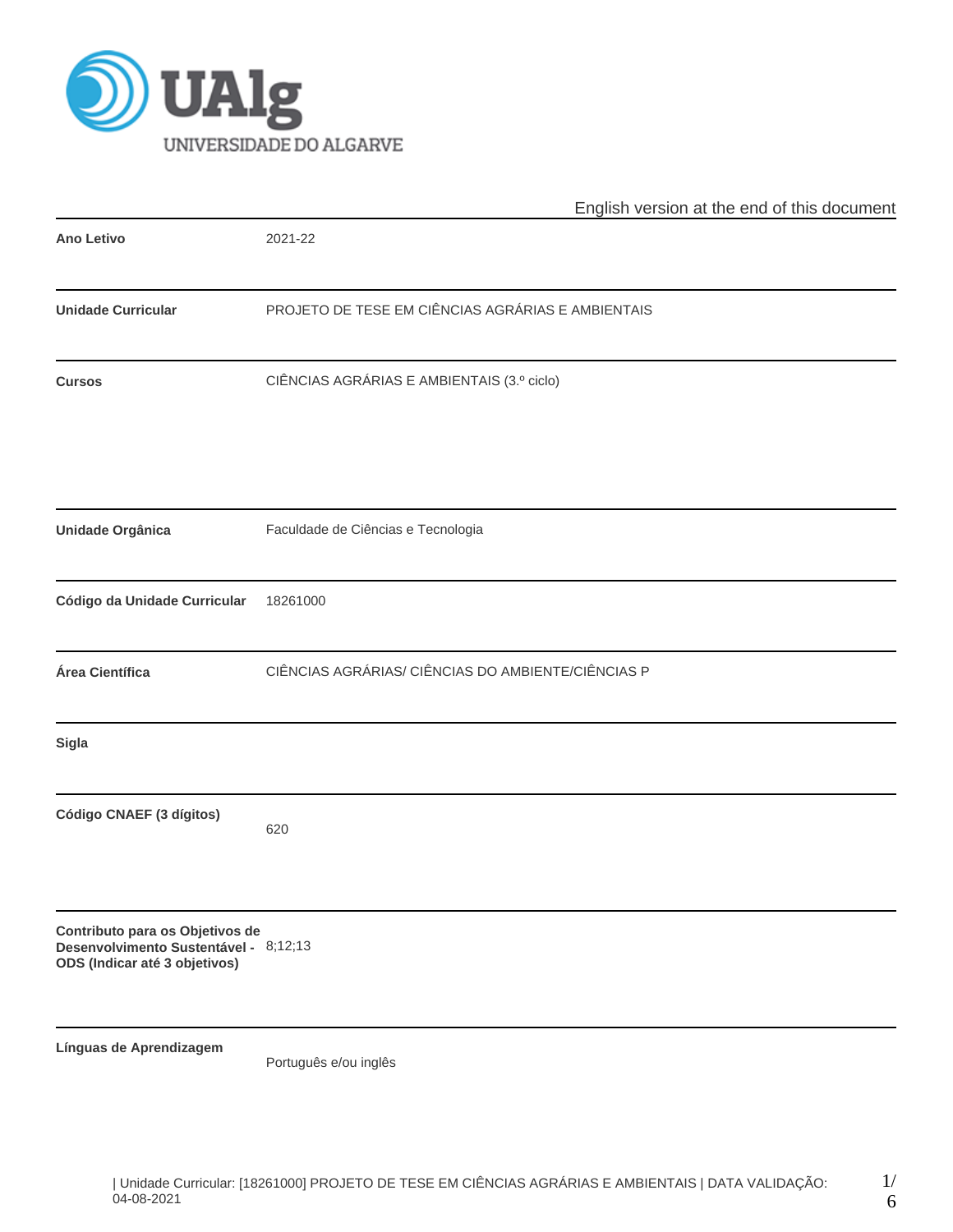English version at the end of this document

| | |
|---|---|
| **Ano Letivo** | 2021-22 |
| **Unidade Curricular** | PROJETO DE TESE EM CIÊNCIAS AGRÁRIAS E AMBIENTAIS |
| **Cursos** | CIÊNCIAS AGRÁRIAS E AMBIENTAIS (3.º ciclo) |
| **Unidade Orgânica** | Faculdade de Ciências e Tecnologia |
| **Código da Unidade Curricular** | 18261000 |
| **Área Científica** | CIÊNCIAS AGRÁRIAS/ CIÊNCIAS DO AMBIENTE/CIÊNCIAS P |
| **Sigla** | |
| **Código CNAEF (3 dígitos)** | 620 |
| **Contributo para os Objetivos de Desenvolvimento Sustentável - ODS (Indicar até 3 objetivos)** | 8;12;13 |
| **Línguas de Aprendizagem** | Português e/ou inglês |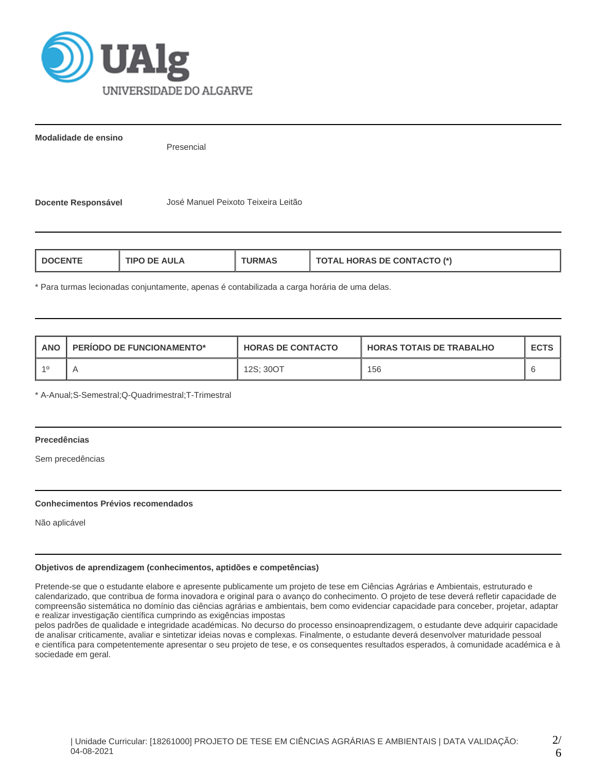**Modalidade de ensino** Presencial

**Docente Responsável** José Manuel Peixoto Teixeira Leitão

| DOCENTE | TIPO DE AULA | TURMAS | TOTAL HORAS DE CONTACTO (*) |
|---|---|---|---|

* Para turmas lecionadas conjuntamente, apenas é contabilizada a carga horária de uma delas.

| ANO | PERÍODO DE FUNCIONAMENTO* | HORAS DE CONTACTO | HORAS TOTAIS DE TRABALHO | ECTS |
|---|---|---|---|---|
| 1º | A | 12S; 30OT | 156 | 6 |

* A-Anual;S-Semestral;Q-Quadrimestral;T-Trimestral

**Precedências**

Sem precedências

**Conhecimentos Prévios recomendados**

Não aplicável

**Objetivos de aprendizagem (conhecimentos, aptidões e competências)**

Pretende-se que o estudante elabore e apresente publicamente um projeto de tese em Ciências Agrárias e Ambientais, estruturado e calendarizado, que contribua de forma inovadora e original para o avanço do conhecimento. O projeto de tese deverá refletir capacidade de compreensão sistemática no domínio das ciências agrárias e ambientais, bem como evidenciar capacidade para conceber, projetar, adaptar e realizar investigação científica cumprindo as exigências impostas
pelos padrões de qualidade e integridade académicas. No decurso do processo ensinoaprendizagem, o estudante deve adquirir capacidade de analisar criticamente, avaliar e sintetizar ideias novas e complexas. Finalmente, o estudante deverá desenvolver maturidade pessoal e científica para competentemente apresentar o seu projeto de tese, e os consequentes resultados esperados, à comunidade académica e à sociedade em geral.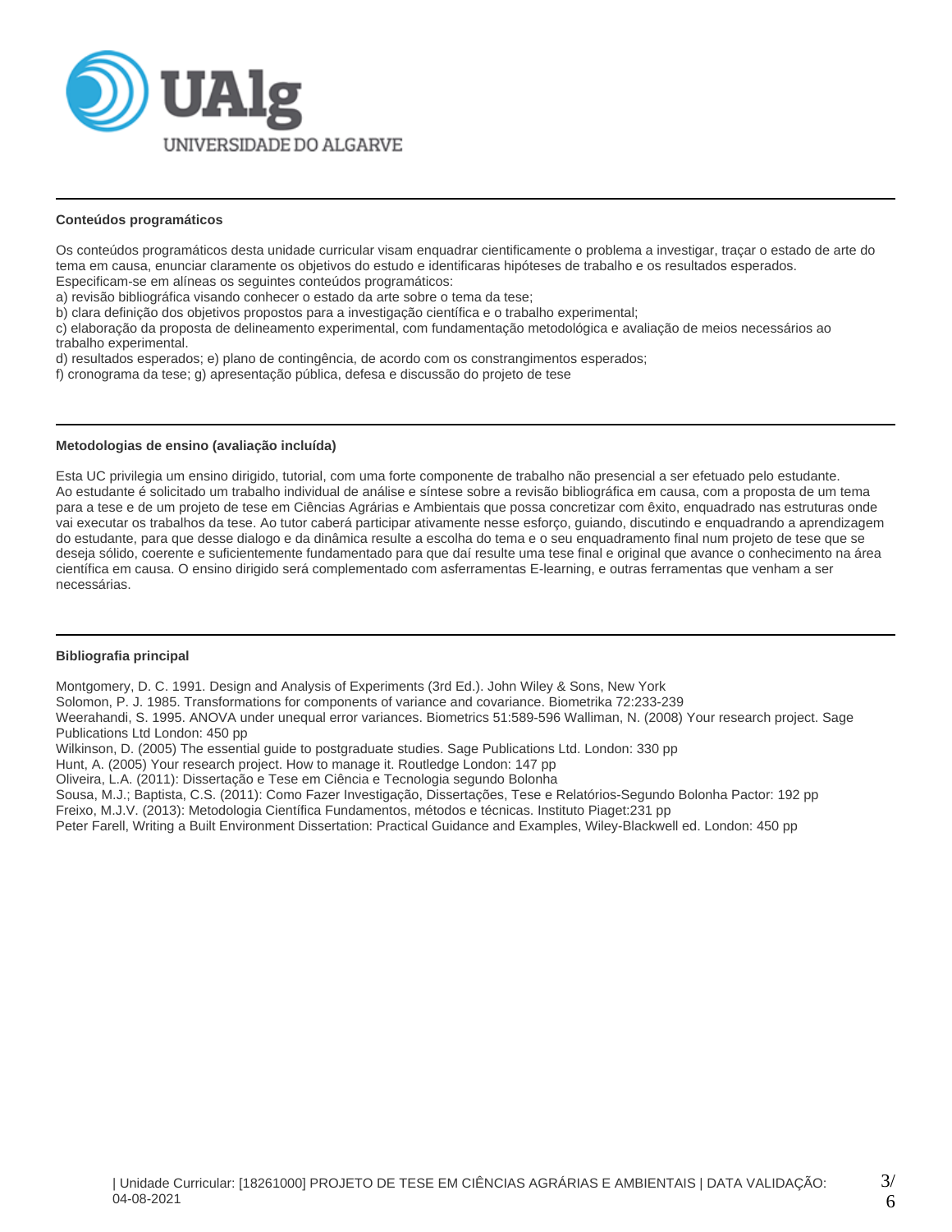### Conteúdos programáticos

Os conteúdos programáticos desta unidade curricular visam enquadrar cientificamente o problema a investigar, traçar o estado de arte do tema em causa, enunciar claramente os objetivos do estudo e identificaras hipóteses de trabalho e os resultados esperados.
Especificam-se em alíneas os seguintes conteúdos programáticos:
a) revisão bibliográfica visando conhecer o estado da arte sobre o tema da tese;
b) clara definição dos objetivos propostos para a investigação científica e o trabalho experimental;
c) elaboração da proposta de delineamento experimental, com fundamentação metodológica e avaliação de meios necessários ao trabalho experimental.
d) resultados esperados; e) plano de contingência, de acordo com os constrangimentos esperados;
f) cronograma da tese; g) apresentação pública, defesa e discussão do projeto de tese

### Metodologias de ensino (avaliação incluída)

Esta UC privilegia um ensino dirigido, tutorial, com uma forte componente de trabalho não presencial a ser efetuado pelo estudante.
Ao estudante é solicitado um trabalho individual de análise e síntese sobre a revisão bibliográfica em causa, com a proposta de um tema para a tese e de um projeto de tese em Ciências Agrárias e Ambientais que possa concretizar com êxito, enquadrado nas estruturas onde vai executar os trabalhos da tese. Ao tutor caberá participar ativamente nesse esforço, guiando, discutindo e enquadrando a aprendizagem do estudante, para que desse dialogo e da dinâmica resulte a escolha do tema e o seu enquadramento final num projeto de tese que se deseja sólido, coerente e suficientemente fundamentado para que daí resulte uma tese final e original que avance o conhecimento na área científica em causa. O ensino dirigido será complementado com asferramentas E-learning, e outras ferramentas que venham a ser necessárias.

### Bibliografia principal

Montgomery, D. C. 1991. Design and Analysis of Experiments (3rd Ed.). John Wiley & Sons, New York
Solomon, P. J. 1985. Transformations for components of variance and covariance. Biometrika 72:233-239
Weerahandi, S. 1995. ANOVA under unequal error variances. Biometrics 51:589-596 Walliman, N. (2008) Your research project. Sage Publications Ltd London: 450 pp
Wilkinson, D. (2005) The essential guide to postgraduate studies. Sage Publications Ltd. London: 330 pp
Hunt, A. (2005) Your research project. How to manage it. Routledge London: 147 pp
Oliveira, L.A. (2011): Dissertação e Tese em Ciência e Tecnologia segundo Bolonha
Sousa, M.J.; Baptista, C.S. (2011): Como Fazer Investigação, Dissertações, Tese e Relatórios-Segundo Bolonha Pactor: 192 pp
Freixo, M.J.V. (2013): Metodologia Científica Fundamentos, métodos e técnicas. Instituto Piaget:231 pp
Peter Farell, Writing a Built Environment Dissertation: Practical Guidance and Examples, Wiley-Blackwell ed. London: 450 pp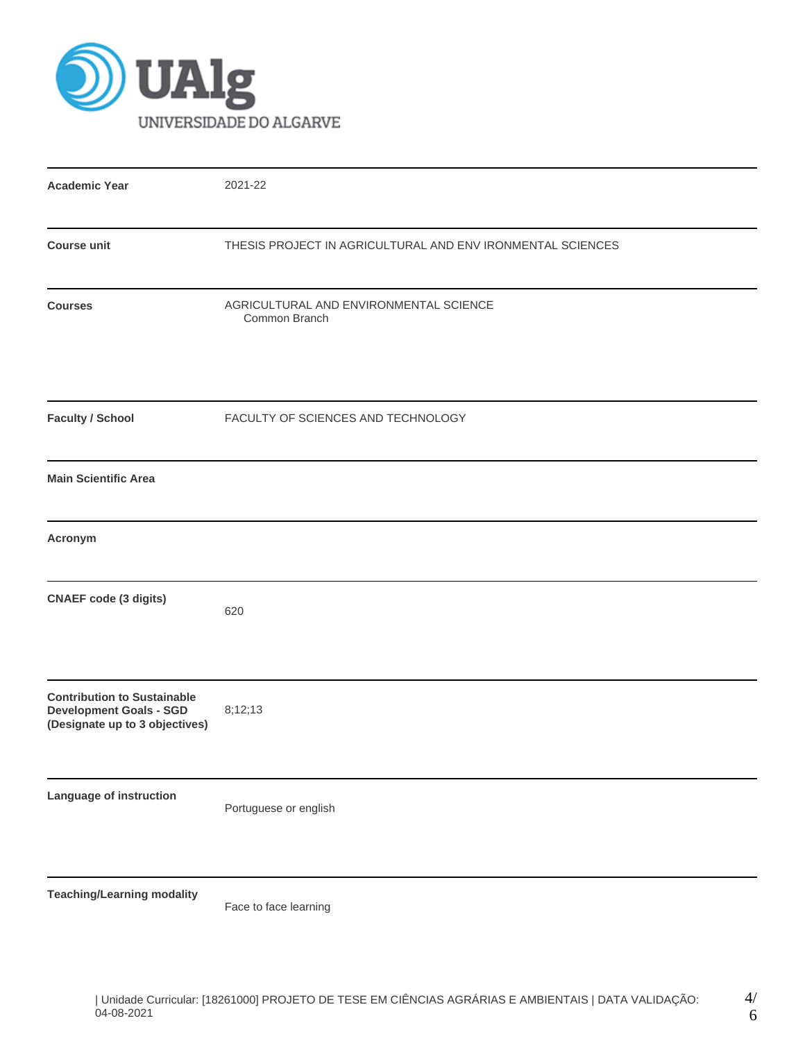UAlg UNIVERSIDADE DO ALGARVE

| | |
|---|---|
| **Academic Year** | 2021-22 |
| **Course unit** | THESIS PROJECT IN AGRICULTURAL AND ENV IRONMENTAL SCIENCES |
| **Courses** | AGRICULTURAL AND ENVIRONMENTAL SCIENCE<br>Common Branch |
| **Faculty / School** | FACULTY OF SCIENCES AND TECHNOLOGY |
| **Main Scientific Area** | |
| **Acronym** | |
| **CNAEF code (3 digits)** | 620 |
| **Contribution to Sustainable Development Goals - SGD (Designate up to 3 objectives)** | 8;12;13 |
| **Language of instruction** | Portuguese or english |
| **Teaching/Learning modality** | Face to face learning |

| Unidade Curricular: [18261000] PROJETO DE TESE EM CIÊNCIAS AGRÁRIAS E AMBIENTAIS | DATA VALIDAÇÃO: 04-08-2021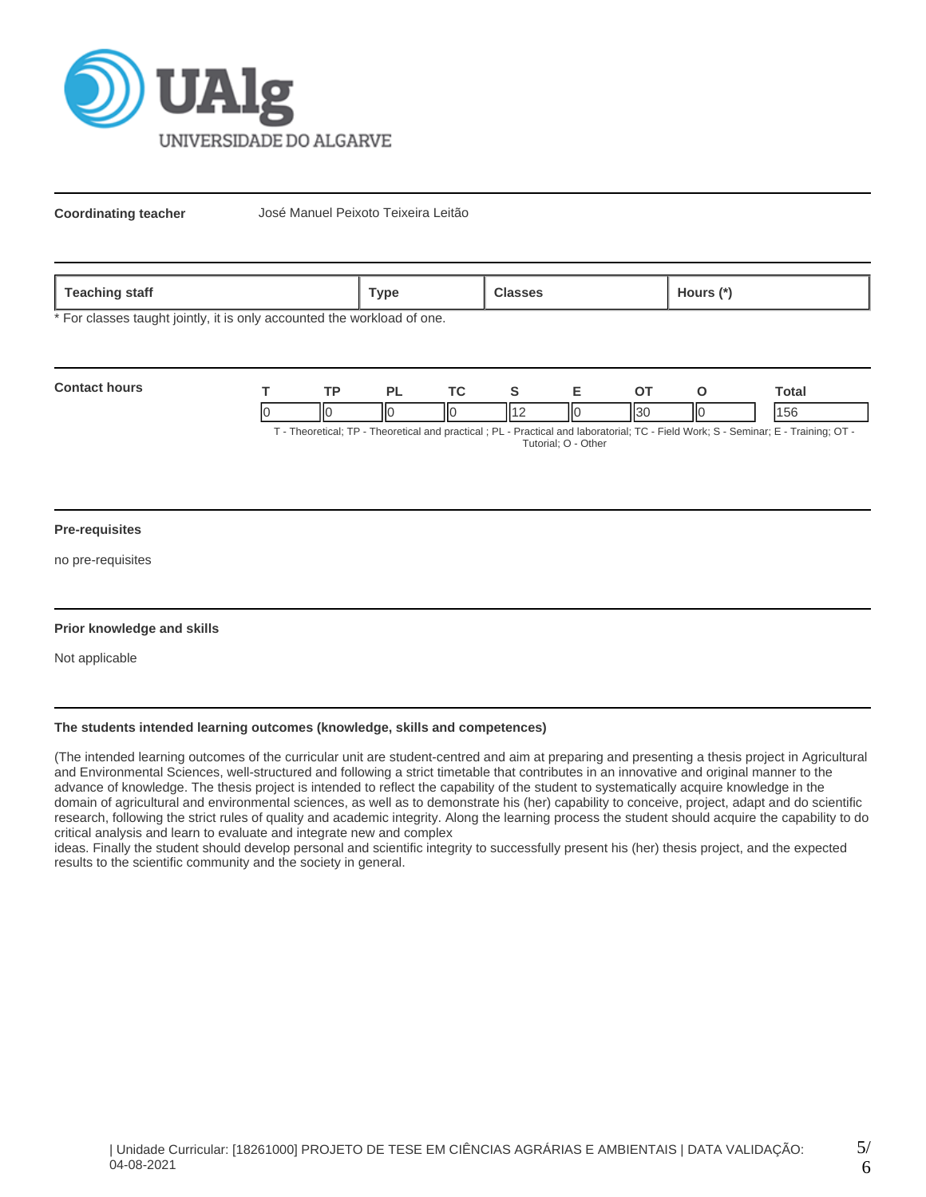**Coordinating teacher** José Manuel Peixoto Teixeira Leitão

| Teaching staff | Type | Classes | Hours (*) |
|---|---|---|---|

* For classes taught jointly, it is only accounted the workload of one.

**Contact hours**

| T | TP | PL | TC | S | E | OT | O | Total |
|---|---|---|---|---|---|---|---|---|
| 0 | 0 | 0 | 0 | 12 | 0 | 30 | 0 | 156 |

T - Theoretical; TP - Theoretical and practical ; PL - Practical and laboratorial; TC - Field Work; S - Seminar; E - Training; OT - Tutorial; O - Other

**Pre-requisites**

no pre-requisites

**Prior knowledge and skills**

Not applicable

**The students intended learning outcomes (knowledge, skills and competences)**

(The intended learning outcomes of the curricular unit are student-centred and aim at preparing and presenting a thesis project in Agricultural and Environmental Sciences, well-structured and following a strict timetable that contributes in an innovative and original manner to the advance of knowledge. The thesis project is intended to reflect the capability of the student to systematically acquire knowledge in the domain of agricultural and environmental sciences, as well as to demonstrate his (her) capability to conceive, project, adapt and do scientific research, following the strict rules of quality and academic integrity. Along the learning process the student should acquire the capability to do critical analysis and learn to evaluate and integrate new and complex ideas. Finally the student should develop personal and scientific integrity to successfully present his (her) thesis project, and the expected results to the scientific community and the society in general.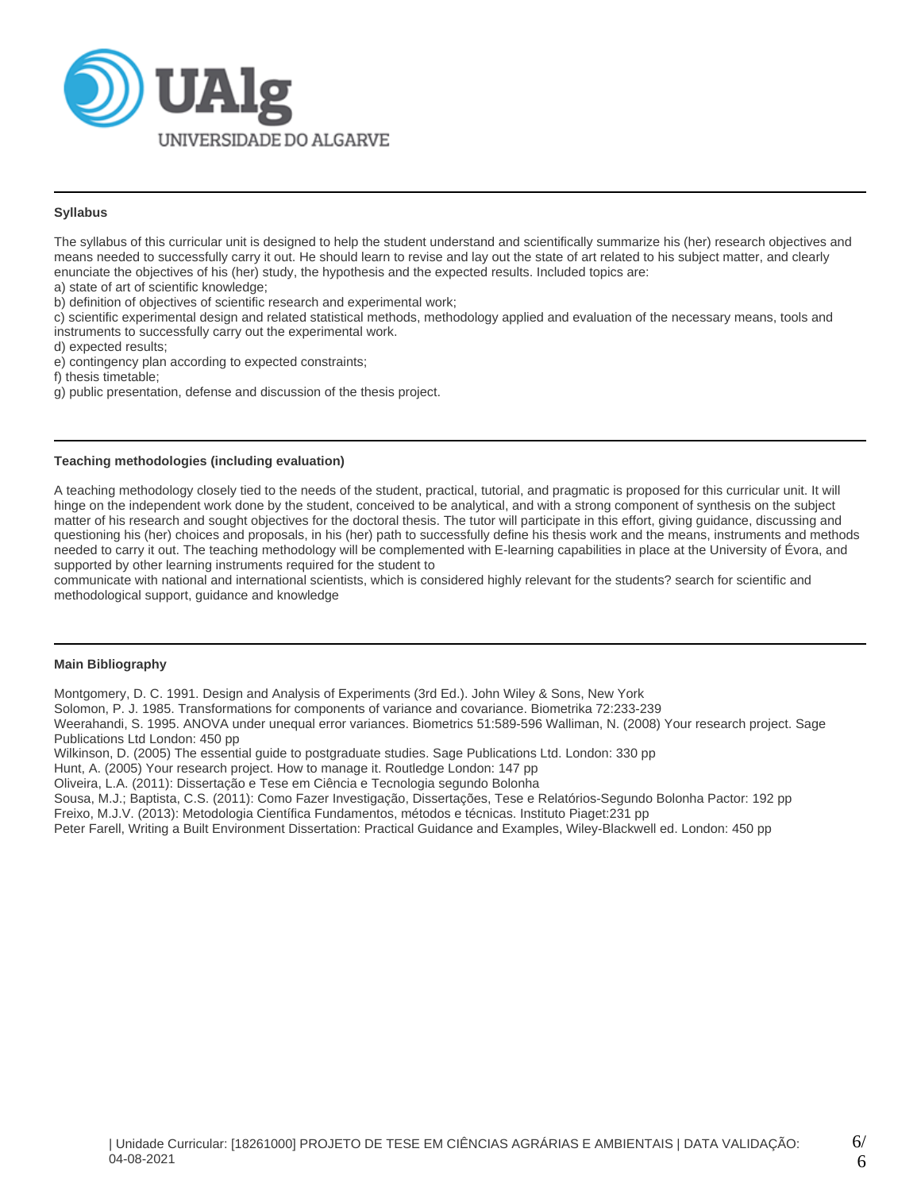### Syllabus

The syllabus of this curricular unit is designed to help the student understand and scientifically summarize his (her) research objectives and means needed to successfully carry it out. He should learn to revise and lay out the state of art related to his subject matter, and clearly enunciate the objectives of his (her) study, the hypothesis and the expected results. Included topics are:

a) state of art of scientific knowledge;

b) definition of objectives of scientific research and experimental work;

c) scientific experimental design and related statistical methods, methodology applied and evaluation of the necessary means, tools and instruments to successfully carry out the experimental work.

d) expected results;

e) contingency plan according to expected constraints;

f) thesis timetable;

g) public presentation, defense and discussion of the thesis project.

### Teaching methodologies (including evaluation)

A teaching methodology closely tied to the needs of the student, practical, tutorial, and pragmatic is proposed for this curricular unit. It will hinge on the independent work done by the student, conceived to be analytical, and with a strong component of synthesis on the subject matter of his research and sought objectives for the doctoral thesis. The tutor will participate in this effort, giving guidance, discussing and questioning his (her) choices and proposals, in his (her) path to successfully define his thesis work and the means, instruments and methods needed to carry it out. The teaching methodology will be complemented with E-learning capabilities in place at the University of Évora, and supported by other learning instruments required for the student to communicate with national and international scientists, which is considered highly relevant for the students? search for scientific and methodological support, guidance and knowledge

### Main Bibliography

Montgomery, D. C. 1991. Design and Analysis of Experiments (3rd Ed.). John Wiley & Sons, New York

Solomon, P. J. 1985. Transformations for components of variance and covariance. Biometrika 72:233-239

Weerahandi, S. 1995. ANOVA under unequal error variances. Biometrics 51:589-596 Walliman, N. (2008) Your research project. Sage Publications Ltd London: 450 pp

Wilkinson, D. (2005) The essential guide to postgraduate studies. Sage Publications Ltd. London: 330 pp

Hunt, A. (2005) Your research project. How to manage it. Routledge London: 147 pp

Oliveira, L.A. (2011): Dissertação e Tese em Ciência e Tecnologia segundo Bolonha

Sousa, M.J.; Baptista, C.S. (2011): Como Fazer Investigação, Dissertações, Tese e Relatórios-Segundo Bolonha Pactor: 192 pp

Freixo, M.J.V. (2013): Metodologia Científica Fundamentos, métodos e técnicas. Instituto Piaget:231 pp

Peter Farell, Writing a Built Environment Dissertation: Practical Guidance and Examples, Wiley-Blackwell ed. London: 450 pp